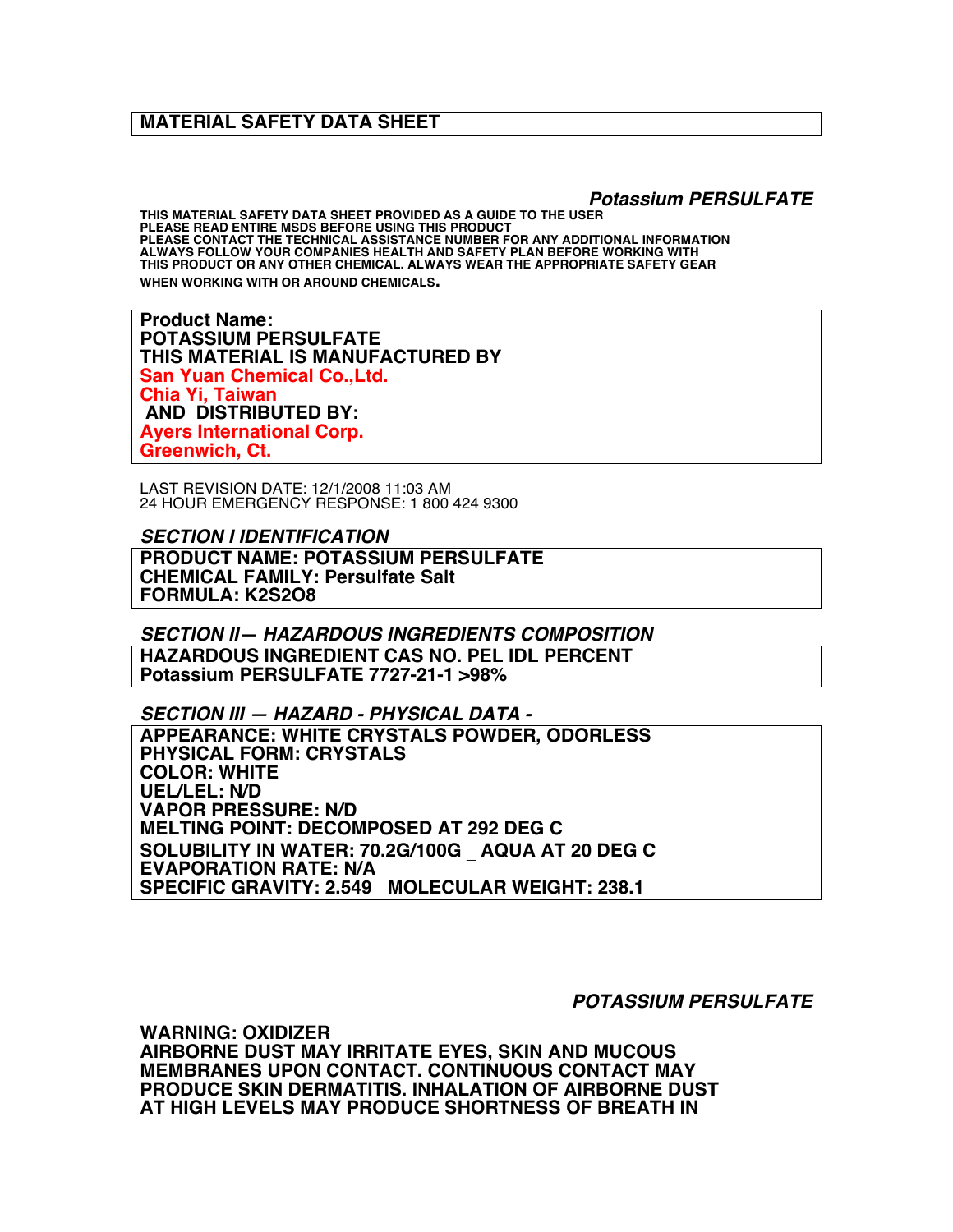# MATERIAL SAFETY DATA SHEET

***Potassium PERSULFATE***

**THIS MATERIAL SAFETY DATA SHEET PROVIDED AS A GUIDE TO THE USER**
**PLEASE READ ENTIRE MSDS BEFORE USING THIS PRODUCT**
**PLEASE CONTACT THE TECHNICAL ASSISTANCE NUMBER FOR ANY ADDITIONAL INFORMATION**
**ALWAYS FOLLOW YOUR COMPANIES HEALTH AND SAFETY PLAN BEFORE WORKING WITH THIS PRODUCT OR ANY OTHER CHEMICAL. ALWAYS WEAR THE APPROPRIATE SAFETY GEAR WHEN WORKING WITH OR AROUND CHEMICALS.**

**Product Name:**
**POTASSIUM PERSULFATE**
**THIS MATERIAL IS MANUFACTURED BY**
**San Yuan Chemical Co.,Ltd.**
**Chia Yi, Taiwan**
**AND DISTRIBUTED BY:**
**Ayers International Corp.**
**Greenwich, Ct.**

LAST REVISION DATE: 12/1/2008 11:03 AM
24 HOUR EMERGENCY RESPONSE: 1 800 424 9300

## *SECTION I IDENTIFICATION*

**PRODUCT NAME: POTASSIUM PERSULFATE**
**CHEMICAL FAMILY: Persulfate Salt**
**FORMULA: K2S2O8**

## *SECTION II— HAZARDOUS INGREDIENTS COMPOSITION*

**HAZARDOUS INGREDIENT CAS NO. PEL IDL PERCENT**
**Potassium PERSULFATE 7727-21-1 >98%**

## *SECTION III — HAZARD - PHYSICAL DATA -*

**APPEARANCE: WHITE CRYSTALS POWDER, ODORLESS**
**PHYSICAL FORM: CRYSTALS**
**COLOR: WHITE**
**UEL/LEL: N/D**
**VAPOR PRESSURE: N/D**
**MELTING POINT: DECOMPOSED AT 292 DEG C**
**SOLUBILITY IN WATER: 70.2G/100G _ AQUA AT 20 DEG C**
**EVAPORATION RATE: N/A**
**SPECIFIC GRAVITY: 2.549 MOLECULAR WEIGHT: 238.1**

***POTASSIUM PERSULFATE***

**WARNING: OXIDIZER**
**AIRBORNE DUST MAY IRRITATE EYES, SKIN AND MUCOUS MEMBRANES UPON CONTACT. CONTINUOUS CONTACT MAY PRODUCE SKIN DERMATITIS. INHALATION OF AIRBORNE DUST AT HIGH LEVELS MAY PRODUCE SHORTNESS OF BREATH IN**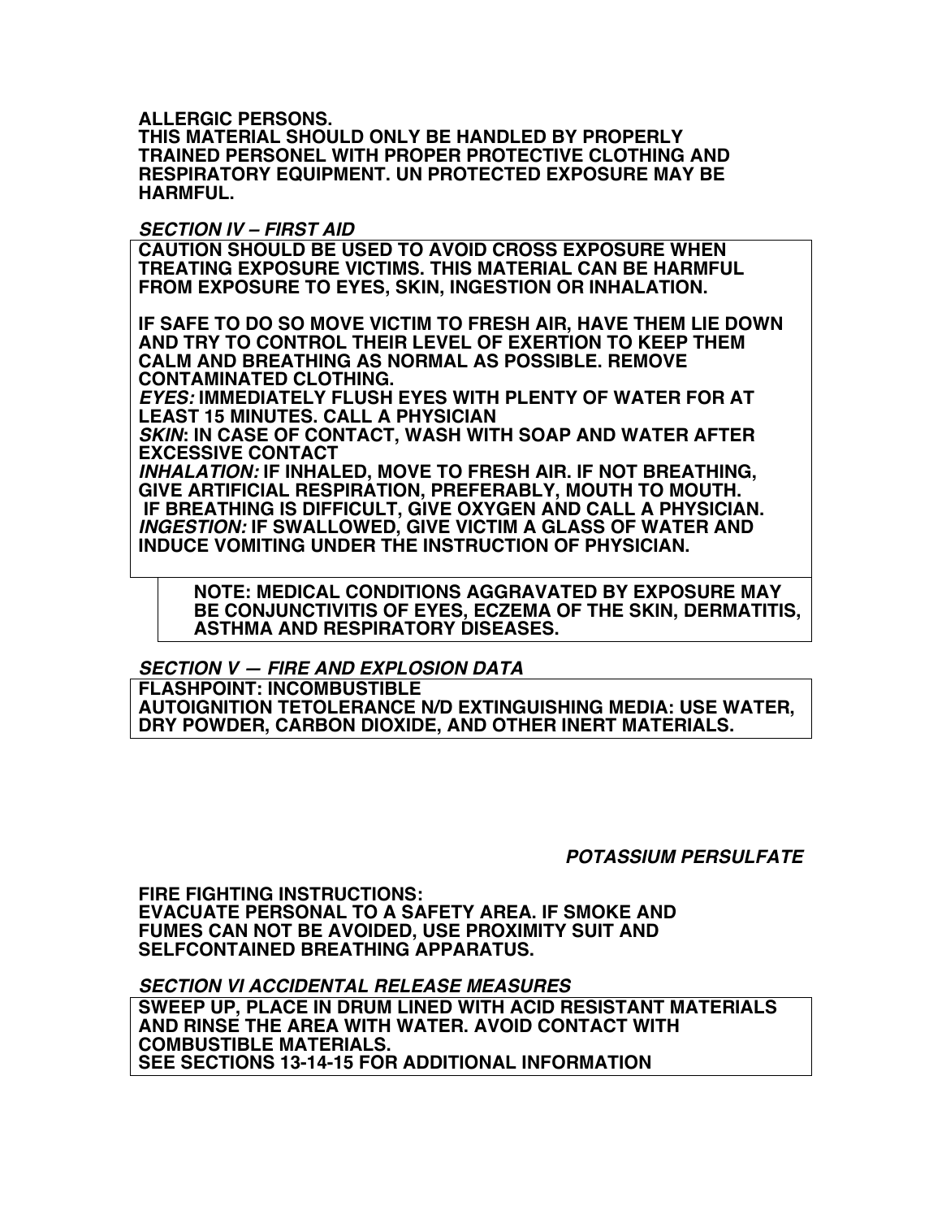**ALLERGIC PERSONS.**
**THIS MATERIAL SHOULD ONLY BE HANDLED BY PROPERLY TRAINED PERSONEL WITH PROPER PROTECTIVE CLOTHING AND RESPIRATORY EQUIPMENT. UN PROTECTED EXPOSURE MAY BE HARMFUL.**

***SECTION IV – FIRST AID***

**CAUTION SHOULD BE USED TO AVOID CROSS EXPOSURE WHEN TREATING EXPOSURE VICTIMS. THIS MATERIAL CAN BE HARMFUL FROM EXPOSURE TO EYES, SKIN, INGESTION OR INHALATION.**

**IF SAFE TO DO SO MOVE VICTIM TO FRESH AIR, HAVE THEM LIE DOWN AND TRY TO CONTROL THEIR LEVEL OF EXERTION TO KEEP THEM CALM AND BREATHING AS NORMAL AS POSSIBLE. REMOVE CONTAMINATED CLOTHING.**
***EYES:*** **IMMEDIATELY FLUSH EYES WITH PLENTY OF WATER FOR AT LEAST 15 MINUTES. CALL A PHYSICIAN**
***SKIN*****: IN CASE OF CONTACT, WASH WITH SOAP AND WATER AFTER EXCESSIVE CONTACT**
***INHALATION:*** **IF INHALED, MOVE TO FRESH AIR. IF NOT BREATHING, GIVE ARTIFICIAL RESPIRATION, PREFERABLY, MOUTH TO MOUTH. IF BREATHING IS DIFFICULT, GIVE OXYGEN AND CALL A PHYSICIAN.**
***INGESTION:*** **IF SWALLOWED, GIVE VICTIM A GLASS OF WATER AND INDUCE VOMITING UNDER THE INSTRUCTION OF PHYSICIAN.**

**NOTE: MEDICAL CONDITIONS AGGRAVATED BY EXPOSURE MAY BE CONJUNCTIVITIS OF EYES, ECZEMA OF THE SKIN, DERMATITIS, ASTHMA AND RESPIRATORY DISEASES.**

***SECTION V — FIRE AND EXPLOSION DATA***

**FLASHPOINT: INCOMBUSTIBLE**
**AUTOIGNITION TETOLERANCE N/D EXTINGUISHING MEDIA: USE WATER, DRY POWDER, CARBON DIOXIDE, AND OTHER INERT MATERIALS.**

***POTASSIUM PERSULFATE***

**FIRE FIGHTING INSTRUCTIONS:**
**EVACUATE PERSONAL TO A SAFETY AREA. IF SMOKE AND FUMES CAN NOT BE AVOIDED, USE PROXIMITY SUIT AND SELFCONTAINED BREATHING APPARATUS.**

***SECTION VI ACCIDENTAL RELEASE MEASURES***

**SWEEP UP, PLACE IN DRUM LINED WITH ACID RESISTANT MATERIALS AND RINSE THE AREA WITH WATER. AVOID CONTACT WITH COMBUSTIBLE MATERIALS.**
**SEE SECTIONS 13-14-15 FOR ADDITIONAL INFORMATION**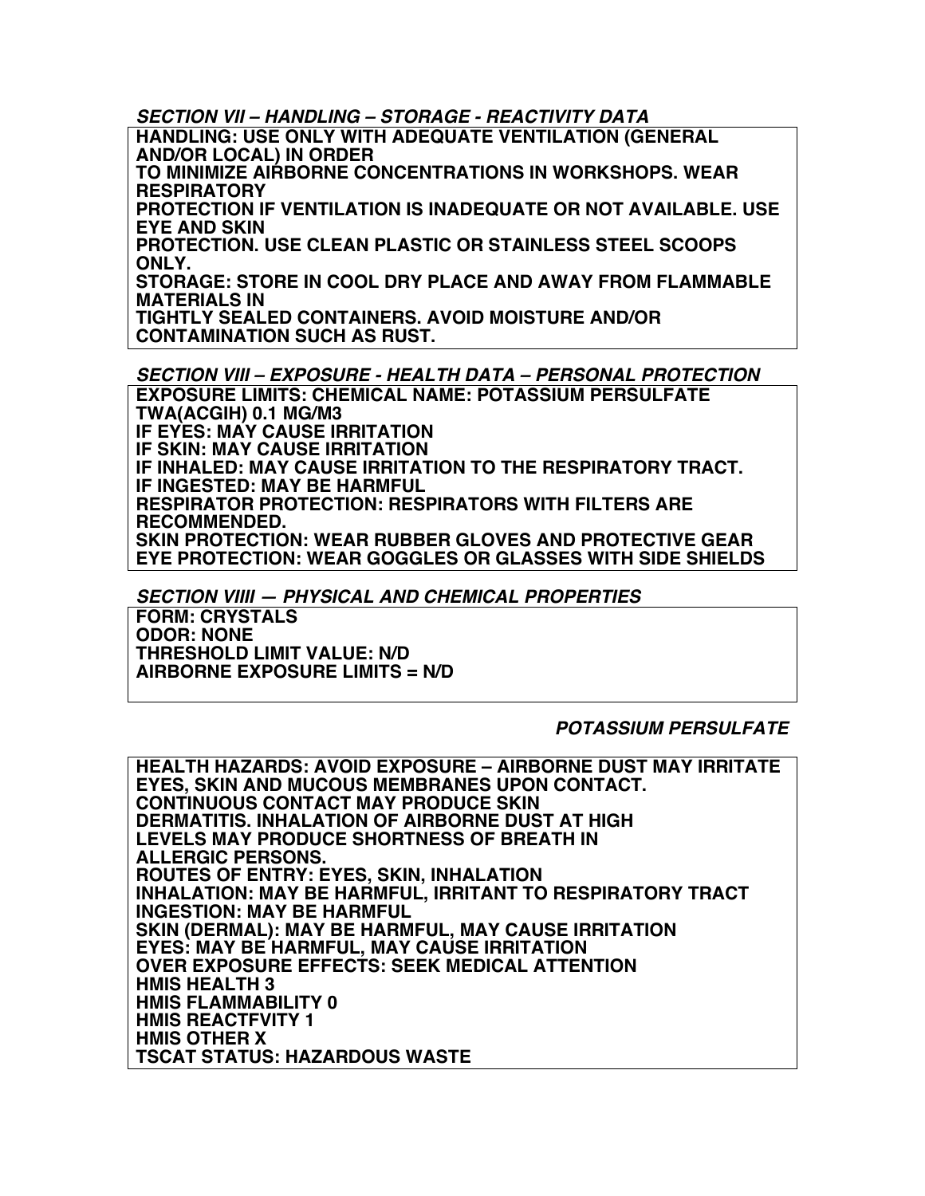***SECTION VII – HANDLING – STORAGE - REACTIVITY DATA***

**HANDLING: USE ONLY WITH ADEQUATE VENTILATION (GENERAL AND/OR LOCAL) IN ORDER**
**TO MINIMIZE AIRBORNE CONCENTRATIONS IN WORKSHOPS. WEAR RESPIRATORY**
**PROTECTION IF VENTILATION IS INADEQUATE OR NOT AVAILABLE. USE EYE AND SKIN**
**PROTECTION. USE CLEAN PLASTIC OR STAINLESS STEEL SCOOPS ONLY.**
**STORAGE: STORE IN COOL DRY PLACE AND AWAY FROM FLAMMABLE MATERIALS IN**
**TIGHTLY SEALED CONTAINERS. AVOID MOISTURE AND/OR CONTAMINATION SUCH AS RUST.**

***SECTION VIII – EXPOSURE - HEALTH DATA – PERSONAL PROTECTION***

**EXPOSURE LIMITS: CHEMICAL NAME: POTASSIUM PERSULFATE**
**TWA(ACGIH) 0.1 MG/M3**
**IF EYES: MAY CAUSE IRRITATION**
**IF SKIN: MAY CAUSE IRRITATION**
**IF INHALED: MAY CAUSE IRRITATION TO THE RESPIRATORY TRACT.**
**IF INGESTED: MAY BE HARMFUL**
**RESPIRATOR PROTECTION: RESPIRATORS WITH FILTERS ARE RECOMMENDED.**
**SKIN PROTECTION: WEAR RUBBER GLOVES AND PROTECTIVE GEAR**
**EYE PROTECTION: WEAR GOGGLES OR GLASSES WITH SIDE SHIELDS**

***SECTION VIIII — PHYSICAL AND CHEMICAL PROPERTIES***

**FORM: CRYSTALS**
**ODOR: NONE**
**THRESHOLD LIMIT VALUE: N/D**
**AIRBORNE EXPOSURE LIMITS = N/D**

***POTASSIUM PERSULFATE***

**HEALTH HAZARDS: AVOID EXPOSURE – AIRBORNE DUST MAY IRRITATE EYES, SKIN AND MUCOUS MEMBRANES UPON CONTACT.**
**CONTINUOUS CONTACT MAY PRODUCE SKIN DERMATITIS. INHALATION OF AIRBORNE DUST AT HIGH LEVELS MAY PRODUCE SHORTNESS OF BREATH IN ALLERGIC PERSONS.**
**ROUTES OF ENTRY: EYES, SKIN, INHALATION**
**INHALATION: MAY BE HARMFUL, IRRITANT TO RESPIRATORY TRACT**
**INGESTION: MAY BE HARMFUL**
**SKIN (DERMAL): MAY BE HARMFUL, MAY CAUSE IRRITATION**
**EYES: MAY BE HARMFUL, MAY CAUSE IRRITATION**
**OVER EXPOSURE EFFECTS: SEEK MEDICAL ATTENTION**
**HMIS HEALTH 3**
**HMIS FLAMMABILITY 0**
**HMIS REACTFVITY 1**
**HMIS OTHER X**
**TSCAT STATUS: HAZARDOUS WASTE**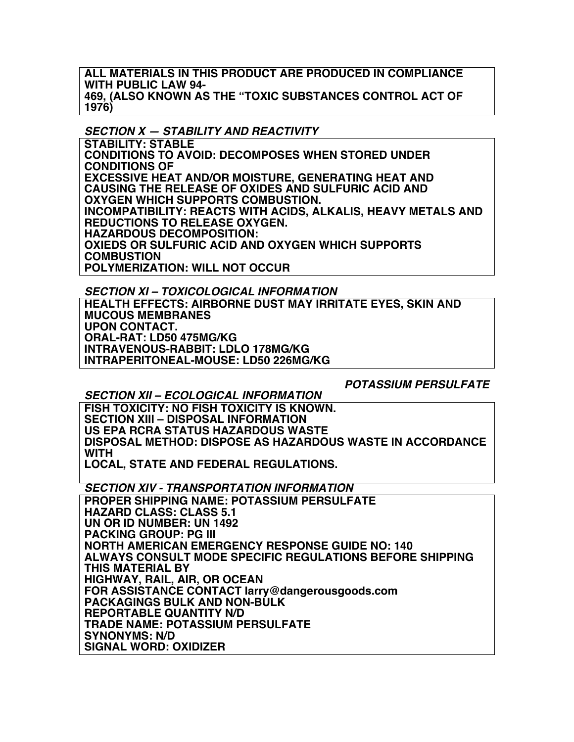**ALL MATERIALS IN THIS PRODUCT ARE PRODUCED IN COMPLIANCE WITH PUBLIC LAW 94-
469, (ALSO KNOWN AS THE "TOXIC SUBSTANCES CONTROL ACT OF 1976)**

### *SECTION X — STABILITY AND REACTIVITY*

**STABILITY: STABLE**
**CONDITIONS TO AVOID: DECOMPOSES WHEN STORED UNDER CONDITIONS OF**
**EXCESSIVE HEAT AND/OR MOISTURE, GENERATING HEAT AND CAUSING THE RELEASE OF OXIDES AND SULFURIC ACID AND OXYGEN WHICH SUPPORTS COMBUSTION.**
**INCOMPATIBILITY: REACTS WITH ACIDS, ALKALIS, HEAVY METALS AND REDUCTIONS TO RELEASE OXYGEN.**
**HAZARDOUS DECOMPOSITION:**
**OXIEDS OR SULFURIC ACID AND OXYGEN WHICH SUPPORTS COMBUSTION**
**POLYMERIZATION: WILL NOT OCCUR**

### *SECTION XI – TOXICOLOGICAL INFORMATION*

**HEALTH EFFECTS: AIRBORNE DUST MAY IRRITATE EYES, SKIN AND MUCOUS MEMBRANES**
**UPON CONTACT.**
**ORAL-RAT: LD50 475MG/KG**
**INTRAVENOUS-RABBIT: LDLO 178MG/KG**
**INTRAPERITONEAL-MOUSE: LD50 226MG/KG**

***POTASSIUM PERSULFATE***

### *SECTION XII – ECOLOGICAL INFORMATION*

**FISH TOXICITY: NO FISH TOXICITY IS KNOWN.**
**SECTION XIII – DISPOSAL INFORMATION**
**US EPA RCRA STATUS HAZARDOUS WASTE**
**DISPOSAL METHOD: DISPOSE AS HAZARDOUS WASTE IN ACCORDANCE WITH**
**LOCAL, STATE AND FEDERAL REGULATIONS.**

### *SECTION XIV - TRANSPORTATION INFORMATION*

**PROPER SHIPPING NAME: POTASSIUM PERSULFATE**
**HAZARD CLASS: CLASS 5.1**
**UN OR ID NUMBER: UN 1492**
**PACKING GROUP: PG III**
**NORTH AMERICAN EMERGENCY RESPONSE GUIDE NO: 140**
**ALWAYS CONSULT MODE SPECIFIC REGULATIONS BEFORE SHIPPING THIS MATERIAL BY**
**HIGHWAY, RAIL, AIR, OR OCEAN**
**FOR ASSISTANCE CONTACT larry@dangerousgoods.com**
**PACKAGINGS BULK AND NON-BULK**
**REPORTABLE QUANTITY N/D**
**TRADE NAME: POTASSIUM PERSULFATE**
**SYNONYMS: N/D**
**SIGNAL WORD: OXIDIZER**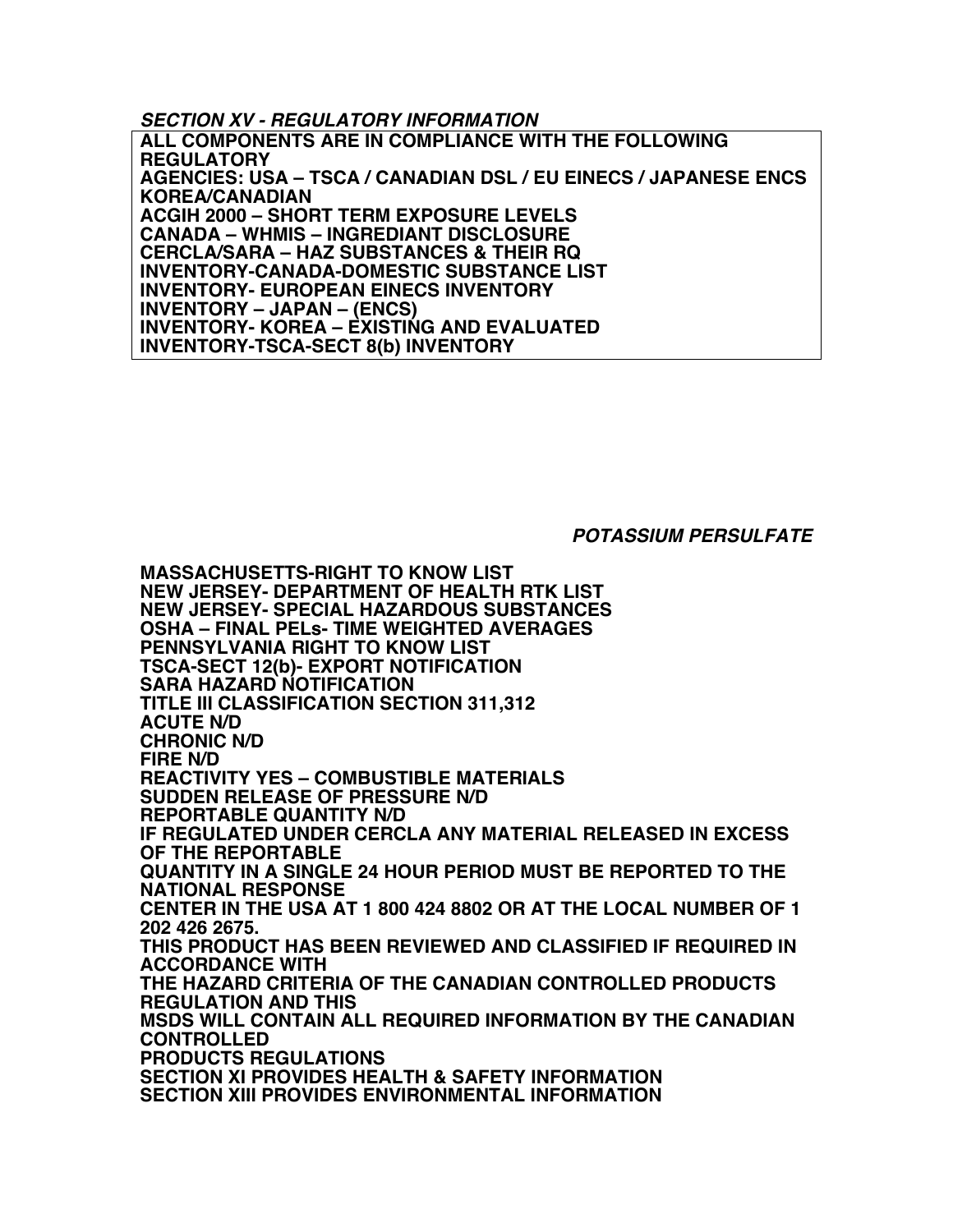***SECTION XV - REGULATORY INFORMATION***

**ALL COMPONENTS ARE IN COMPLIANCE WITH THE FOLLOWING REGULATORY**
**AGENCIES: USA – TSCA / CANADIAN DSL / EU EINECS / JAPANESE ENCS KOREA/CANADIAN**
**ACGIH 2000 – SHORT TERM EXPOSURE LEVELS**
**CANADA – WHMIS – INGREDIANT DISCLOSURE**
**CERCLA/SARA – HAZ SUBSTANCES & THEIR RQ**
**INVENTORY-CANADA-DOMESTIC SUBSTANCE LIST**
**INVENTORY- EUROPEAN EINECS INVENTORY**
**INVENTORY – JAPAN – (ENCS)**
**INVENTORY- KOREA – EXISTING AND EVALUATED**
**INVENTORY-TSCA-SECT 8(b) INVENTORY**

***POTASSIUM PERSULFATE***

**MASSACHUSETTS-RIGHT TO KNOW LIST**
**NEW JERSEY- DEPARTMENT OF HEALTH RTK LIST**
**NEW JERSEY- SPECIAL HAZARDOUS SUBSTANCES**
**OSHA – FINAL PELs- TIME WEIGHTED AVERAGES**
**PENNSYLVANIA RIGHT TO KNOW LIST**
**TSCA-SECT 12(b)- EXPORT NOTIFICATION**
**SARA HAZARD NOTIFICATION**
**TITLE III CLASSIFICATION SECTION 311,312**
**ACUTE N/D**
**CHRONIC N/D**
**FIRE N/D**
**REACTIVITY YES – COMBUSTIBLE MATERIALS**
**SUDDEN RELEASE OF PRESSURE N/D**
**REPORTABLE QUANTITY N/D**
**IF REGULATED UNDER CERCLA ANY MATERIAL RELEASED IN EXCESS OF THE REPORTABLE**
**QUANTITY IN A SINGLE 24 HOUR PERIOD MUST BE REPORTED TO THE NATIONAL RESPONSE**
**CENTER IN THE USA AT 1 800 424 8802 OR AT THE LOCAL NUMBER OF 1 202 426 2675.**
**THIS PRODUCT HAS BEEN REVIEWED AND CLASSIFIED IF REQUIRED IN ACCORDANCE WITH**
**THE HAZARD CRITERIA OF THE CANADIAN CONTROLLED PRODUCTS REGULATION AND THIS**
**MSDS WILL CONTAIN ALL REQUIRED INFORMATION BY THE CANADIAN CONTROLLED**
**PRODUCTS REGULATIONS**
**SECTION XI PROVIDES HEALTH & SAFETY INFORMATION**
**SECTION XIII PROVIDES ENVIRONMENTAL INFORMATION**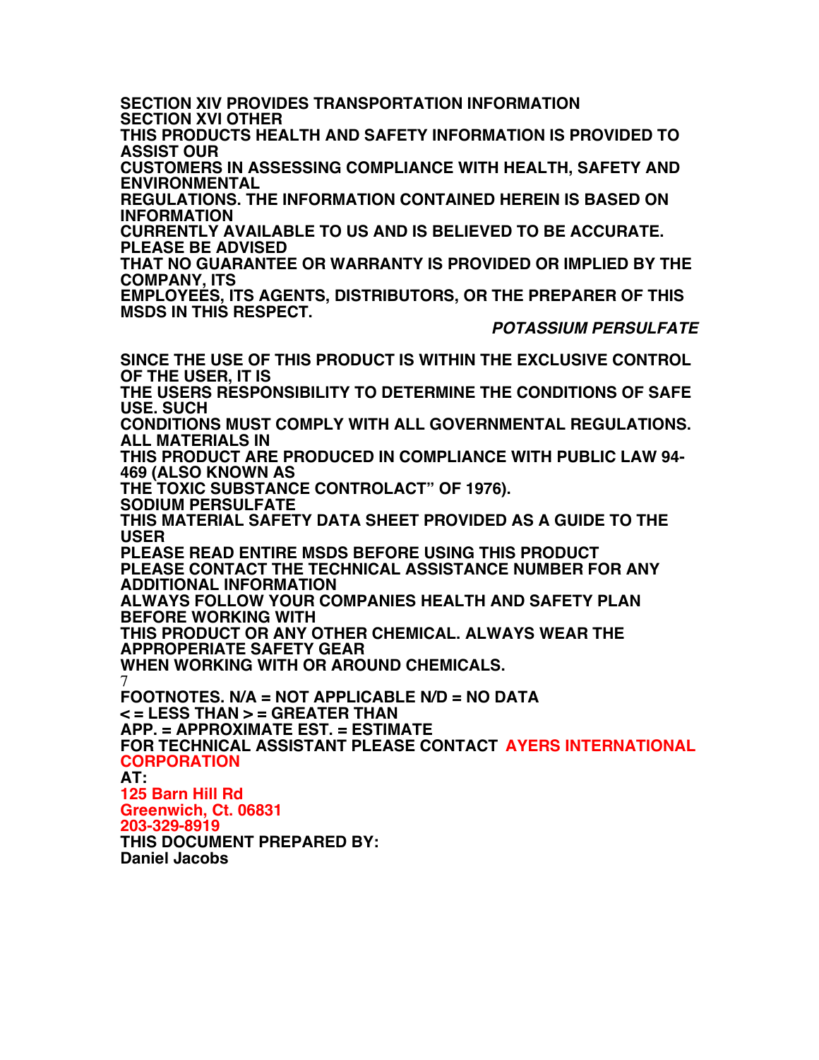**SECTION XIV PROVIDES TRANSPORTATION INFORMATION**
**SECTION XVI OTHER**
**THIS PRODUCTS HEALTH AND SAFETY INFORMATION IS PROVIDED TO ASSIST OUR CUSTOMERS IN ASSESSING COMPLIANCE WITH HEALTH, SAFETY AND ENVIRONMENTAL REGULATIONS. THE INFORMATION CONTAINED HEREIN IS BASED ON INFORMATION CURRENTLY AVAILABLE TO US AND IS BELIEVED TO BE ACCURATE. PLEASE BE ADVISED THAT NO GUARANTEE OR WARRANTY IS PROVIDED OR IMPLIED BY THE COMPANY, ITS EMPLOYEES, ITS AGENTS, DISTRIBUTORS, OR THE PREPARER OF THIS MSDS IN THIS RESPECT.**

***POTASSIUM PERSULFATE***

**SINCE THE USE OF THIS PRODUCT IS WITHIN THE EXCLUSIVE CONTROL OF THE USER, IT IS THE USERS RESPONSIBILITY TO DETERMINE THE CONDITIONS OF SAFE USE. SUCH CONDITIONS MUST COMPLY WITH ALL GOVERNMENTAL REGULATIONS. ALL MATERIALS IN THIS PRODUCT ARE PRODUCED IN COMPLIANCE WITH PUBLIC LAW 94-469 (ALSO KNOWN AS THE TOXIC SUBSTANCE CONTROLACT" OF 1976).**
**SODIUM PERSULFATE**
**THIS MATERIAL SAFETY DATA SHEET PROVIDED AS A GUIDE TO THE USER**
**PLEASE READ ENTIRE MSDS BEFORE USING THIS PRODUCT**
**PLEASE CONTACT THE TECHNICAL ASSISTANCE NUMBER FOR ANY ADDITIONAL INFORMATION**
**ALWAYS FOLLOW YOUR COMPANIES HEALTH AND SAFETY PLAN BEFORE WORKING WITH THIS PRODUCT OR ANY OTHER CHEMICAL. ALWAYS WEAR THE APPROPERIATE SAFETY GEAR WHEN WORKING WITH OR AROUND CHEMICALS.**

**FOOTNOTES. N/A = NOT APPLICABLE N/D = NO DATA**
**< = LESS THAN > = GREATER THAN**
**APP. = APPROXIMATE EST. = ESTIMATE**
**FOR TECHNICAL ASSISTANT PLEASE CONTACT AYERS INTERNATIONAL CORPORATION**
**AT:**
**125 Barn Hill Rd**
**Greenwich, Ct. 06831**
**203-329-8919**
**THIS DOCUMENT PREPARED BY:**
**Daniel Jacobs**